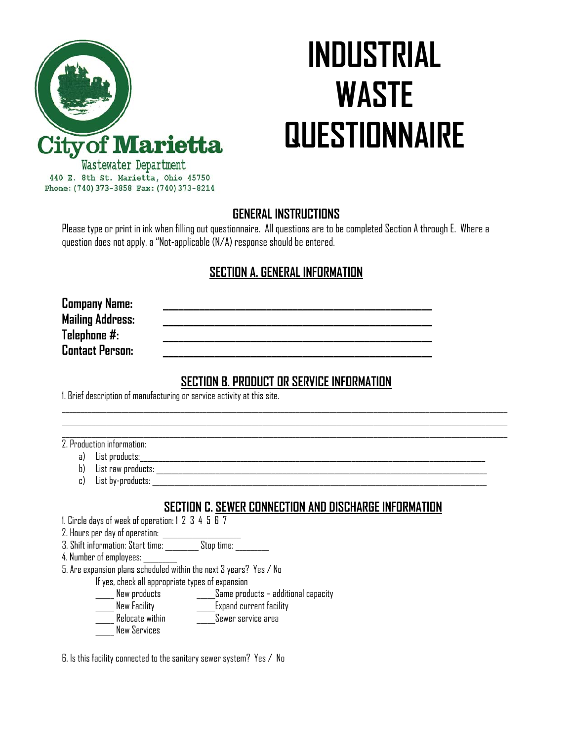City of Marietta
Wastewater Department
440 E. 8th St. Marietta, Ohio 45750
Phone: (740) 373-3858 Fax: (740) 373-8214

# INDUSTRIAL WASTE QUESTIONNAIRE

## GENERAL INSTRUCTIONS

Please type or print in ink when filling out questionnaire. All questions are to be completed Section A through E. Where a question does not apply, a "Not-applicable (N/A) response should be entered.

## SECTION A. GENERAL INFORMATION

**Company Name:** ______________________________________________

**Mailing Address:** ______________________________________________

**Telephone #:** ______________________________________________

**Contact Person:** ______________________________________________

## SECTION B. PRODUCT OR SERVICE INFORMATION

1. Brief description of manufacturing or service activity at this site.

______________________________________________________________________________

______________________________________________________________________________

______________________________________________________________________________

2. Production information:
   a) List products: ______________________________________________
   b) List raw products: ______________________________________________
   c) List by-products: ______________________________________________

## SECTION C. SEWER CONNECTION AND DISCHARGE INFORMATION

1. Circle days of week of operation: 1 2 3 4 5 6 7
2. Hours per day of operation: ________________
3. Shift information: Start time: ________ Stop time: ________
4. Number of employees: ________
5. Are expansion plans scheduled within the next 3 years? Yes / No

   If yes, check all appropriate types of expansion

   _____ New products　　_____ Same products – additional capacity
   _____ New Facility　　_____ Expand current facility
   _____ Relocate within　　_____ Sewer service area
   _____ New Services

6. Is this facility connected to the sanitary sewer system? Yes / No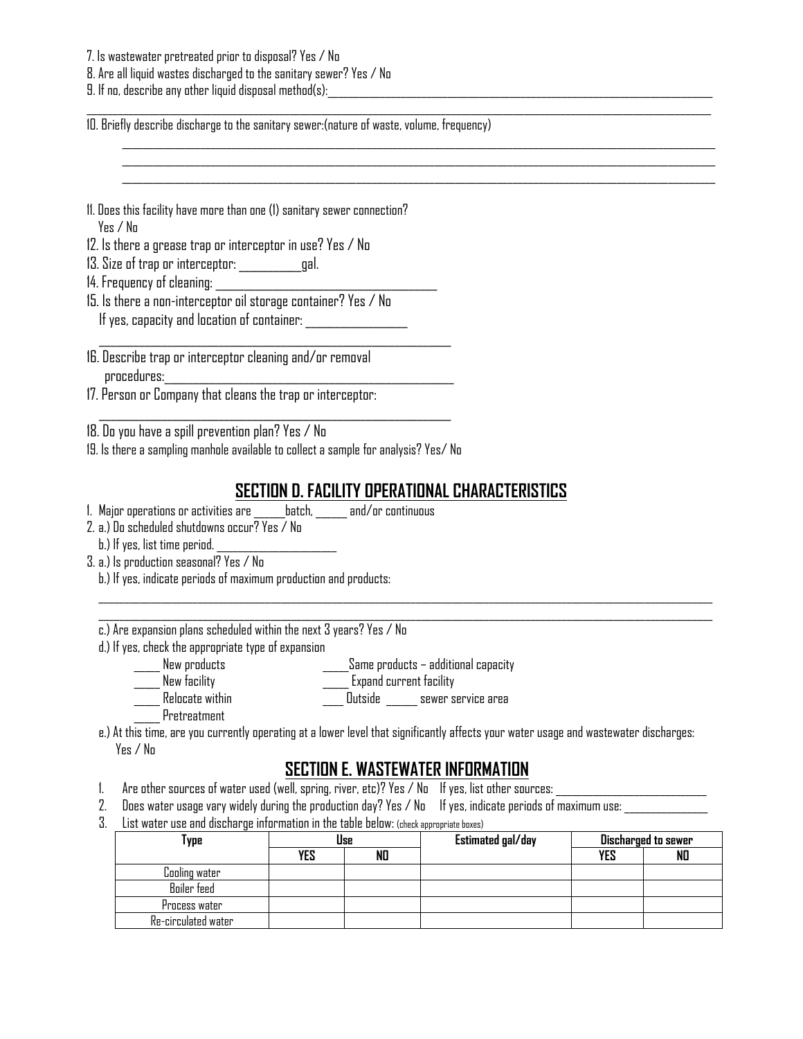7. Is wastewater pretreated prior to disposal? Yes / No

8. Are all liquid wastes discharged to the sanitary sewer? Yes / No

9. If no, describe any other liquid disposal method(s):______________________________________________________________________________
________________________________________________________________________________________________________________

10. Briefly describe discharge to the sanitary sewer:(nature of waste, volume, frequency)

________________________________________________________________________________________________________________
________________________________________________________________________________________________________________
________________________________________________________________________________________________________________

11. Does this facility have more than one (1) sanitary sewer connection?
Yes / No

12. Is there a grease trap or interceptor in use? Yes / No

13. Size of trap or interceptor: ___________gal.

14. Frequency of cleaning: ________________________________________

15. Is there a non-interceptor oil storage container? Yes / No
If yes, capacity and location of container: __________________
_________________________________________________________________

16. Describe trap or interceptor cleaning and/or removal
procedures:_____________________________________________________

17. Person or Company that cleans the trap or interceptor:
_________________________________________________________________

18. Do you have a spill prevention plan? Yes / No

19. Is there a sampling manhole available to collect a sample for analysis? Yes/ No

## SECTION D. FACILITY OPERATIONAL CHARACTERISTICS

1. Major operations or activities are ______batch, ______ and/or continuous

2. a.) Do scheduled shutdowns occur? Yes / No
b.) If yes, list time period. ______________________

3. a.) Is production seasonal? Yes / No
b.) If yes, indicate periods of maximum production and products:
________________________________________________________________________________________________________________
________________________________________________________________________________________________________________
c.) Are expansion plans scheduled within the next 3 years? Yes / No
d.) If yes, check the appropriate type of expansion
_____ New products  _____Same products – additional capacity
_____ New facility  _____ Expand current facility
_____ Relocate within  ____ Outside ______ sewer service area
_____ Pretreatment
e.) At this time, are you currently operating at a lower level that significantly affects your water usage and wastewater discharges:
Yes / No

## SECTION E. WASTEWATER INFORMATION

1. Are other sources of water used (well, spring, river, etc)? Yes / No If yes, list other sources: ____________________________
2. Does water usage vary widely during the production day? Yes / No If yes, indicate periods of maximum use: ________________
3. List water use and discharge information in the table below: (check appropriate boxes)

| Type | Use | | Estimated gal/day | Discharged to sewer | |
|---|---|---|---|---|---|
| | YES | NO | | YES | NO |
| Cooling water | | | | | |
| Boiler feed | | | | | |
| Process water | | | | | |
| Re-circulated water | | | | | |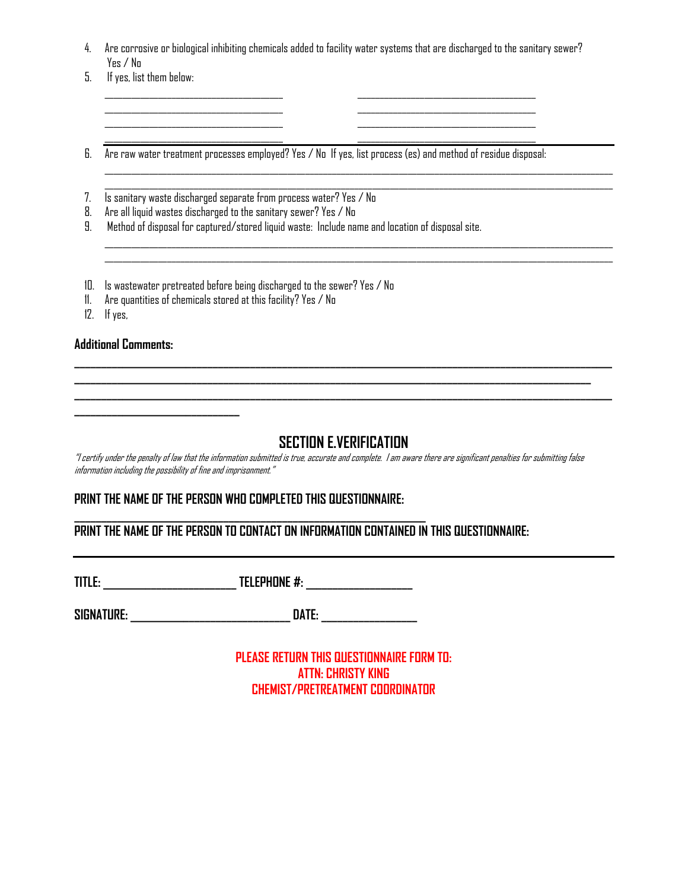4. Are corrosive or biological inhibiting chemicals added to facility water systems that are discharged to the sanitary sewer? Yes / No
5. If yes, list them below:

    ______________________________ ______________________________
    ______________________________ ______________________________
    ______________________________ ______________________________
    ______________________________ ______________________________

6. Are raw water treatment processes employed? Yes / No If yes, list process (es) and method of residue disposal:

    ____________________________________________________________________________
    ____________________________________________________________________________

7. Is sanitary waste discharged separate from process water? Yes / No
8. Are all liquid wastes discharged to the sanitary sewer? Yes / No
9. Method of disposal for captured/stored liquid waste: Include name and location of disposal site.

    ____________________________________________________________________________
    ____________________________________________________________________________

10. Is wastewater pretreated before being discharged to the sewer? Yes / No
11. Are quantities of chemicals stored at this facility? Yes / No
12. If yes,

**Additional Comments:**

________________________________________________________________________________
________________________________________________________________________________
________________________________________________________________________________
______________________

## SECTION E.VERIFICATION

*"I certify under the penalty of law that the information submitted is true, accurate and complete. I am aware there are significant penalties for submitting false information including the possibility of fine and imprisonment."*

**PRINT THE NAME OF THE PERSON WHO COMPLETED THIS QUESTIONNAIRE:**

______________________________________________

**PRINT THE NAME OF THE PERSON TO CONTACT ON INFORMATION CONTAINED IN THIS QUESTIONNAIRE:**

______________________________________________

**TITLE:** ____________________ **TELEPHONE #:** ________________

**SIGNATURE:** ________________________ **DATE:** ________________

**PLEASE RETURN THIS QUESTIONNAIRE FORM TO:**
**ATTN: CHRISTY KING**
**CHEMIST/PRETREATMENT COORDINATOR**